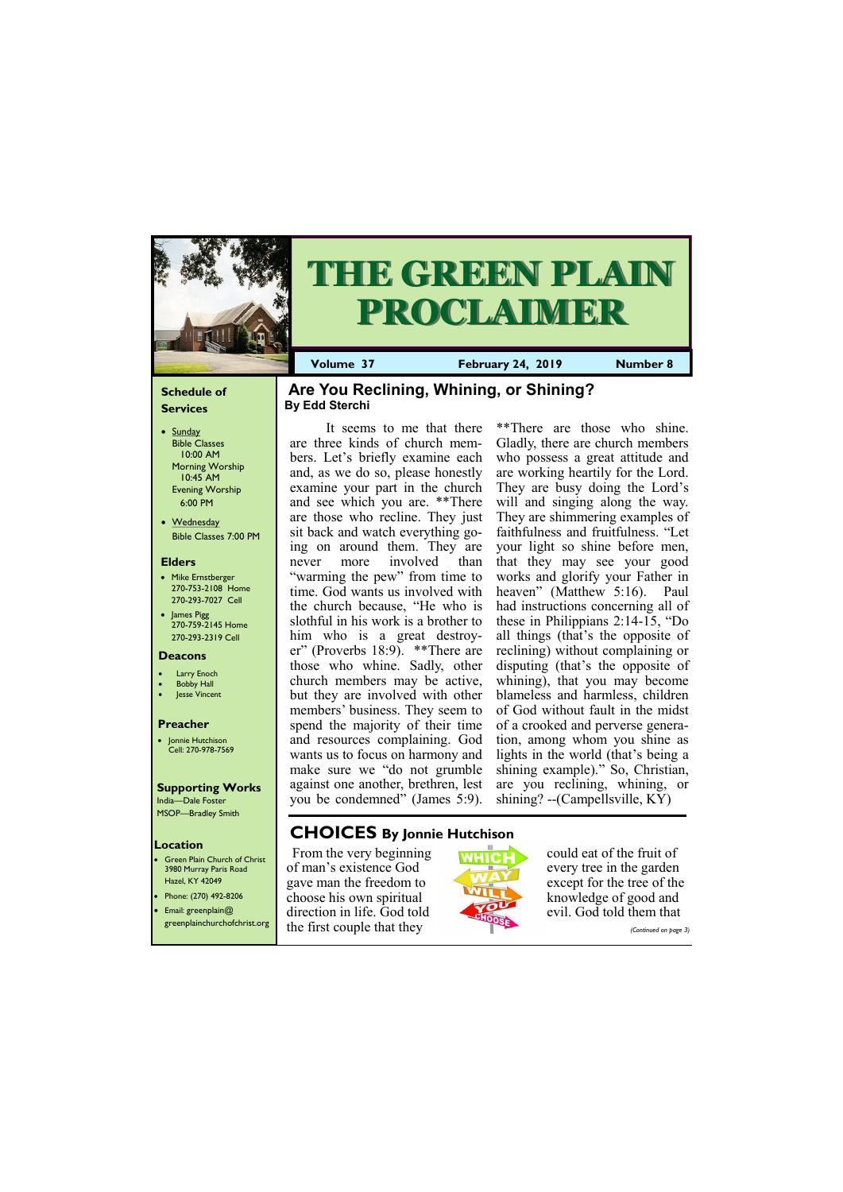# THE GREEN PLAIN PROCLAIMER

**Volume 37** | **February 24, 2019** | **Number 8**

## Are You Reclining, Whining, or Shining?

**By Edd Sterchi**

It seems to me that there are three kinds of church members. Let's briefly examine each and, as we do so, please honestly examine your part in the church and see which you are. **There are those who recline. They just sit back and watch everything going on around them. They are never more involved than "warming the pew" from time to time. God wants us involved with the church because, "He who is slothful in his work is a brother to him who is a great destroyer" (Proverbs 18:9). **There are those who whine. Sadly, other church members may be active, but they are involved with other members' business. They seem to spend the majority of their time and resources complaining. God wants us to focus on harmony and make sure we "do not grumble against one another, brethren, lest you be condemned" (James 5:9). **There are those who shine. Gladly, there are church members who possess a great attitude and are working heartily for the Lord. They are busy doing the Lord's will and singing along the way. They are shimmering examples of faithfulness and fruitfulness. "Let your light so shine before men, that they may see your good works and glorify your Father in heaven" (Matthew 5:16). Paul had instructions concerning all of these in Philippians 2:14-15, "Do all things (that's the opposite of reclining) without complaining or disputing (that's the opposite of whining), that you may become blameless and harmless, children of God without fault in the midst of a crooked and perverse generation, among whom you shine as lights in the world (that's being a shining example)." So, Christian, are you reclining, whining, or shining? --(Campellsville, KY)

## CHOICES By Jonnie Hutchison

From the very beginning of man's existence God gave man the freedom to choose his own spiritual direction in life. God told the first couple that they could eat of the fruit of every tree in the garden except for the tree of the knowledge of good and evil. God told them that

*(Continued on page 3)*

### Schedule of Services

- Sunday
  - Bible Classes 10:00 AM
  - Morning Worship 10:45 AM
  - Evening Worship 6:00 PM
- Wednesday
  - Bible Classes 7:00 PM

### Elders

- Mike Ernstberger
  270-753-2108 Home
  270-293-7027 Cell
- James Pigg
  270-759-2145 Home
  270-293-2319 Cell

### Deacons

- Larry Enoch
- Bobby Hall
- Jesse Vincent

### Preacher

- Jonnie Hutchison
  Cell: 270-978-7569

### Supporting Works

India—Dale Foster
MSOP—Bradley Smith

### Location

- Green Plain Church of Christ
  3980 Murray Paris Road
  Hazel, KY 42049
- Phone: (270) 492-8206
- Email: greenplain@greenplainchurchofchrist.org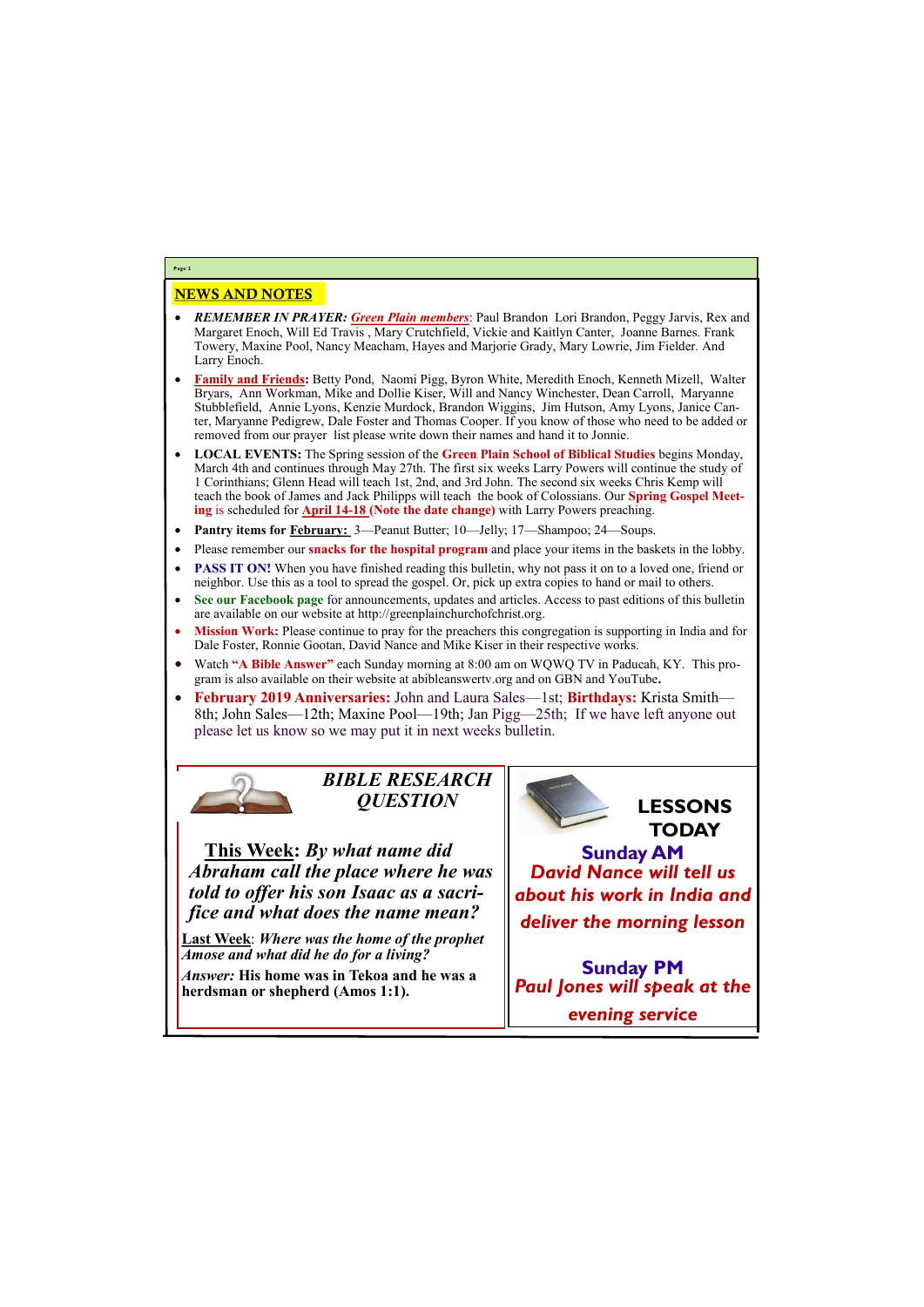## NEWS AND NOTES

- ***REMEMBER IN PRAYER:*** ***Green Plain members***: Paul Brandon Lori Brandon, Peggy Jarvis, Rex and Margaret Enoch, Will Ed Travis , Mary Crutchfield, Vickie and Kaitlyn Canter, Joanne Barnes. Frank Towery, Maxine Pool, Nancy Meacham, Hayes and Marjorie Grady, Mary Lowrie, Jim Fielder. And Larry Enoch.
- **Family and Friends:** Betty Pond, Naomi Pigg, Byron White, Meredith Enoch, Kenneth Mizell, Walter Bryars, Ann Workman, Mike and Dollie Kiser, Will and Nancy Winchester, Dean Carroll, Maryanne Stubblefield, Annie Lyons, Kenzie Murdock, Brandon Wiggins, Jim Hutson, Amy Lyons, Janice Canter, Maryanne Pedigrew, Dale Foster and Thomas Cooper. If you know of those who need to be added or removed from our prayer list please write down their names and hand it to Jonnie.
- **LOCAL EVENTS:** The Spring session of the **Green Plain School of Biblical Studies** begins Monday, March 4th and continues through May 27th. The first six weeks Larry Powers will continue the study of 1 Corinthians; Glenn Head will teach 1st, 2nd, and 3rd John. The second six weeks Chris Kemp will teach the book of James and Jack Philipps will teach the book of Colossians. Our **Spring Gospel Meeting** is scheduled for **April 14-18 (Note the date change)** with Larry Powers preaching.
- **Pantry items for February:** 3—Peanut Butter; 10—Jelly; 17—Shampoo; 24—Soups.
- Please remember our **snacks for the hospital program** and place your items in the baskets in the lobby.
- **PASS IT ON!** When you have finished reading this bulletin, why not pass it on to a loved one, friend or neighbor. Use this as a tool to spread the gospel. Or, pick up extra copies to hand or mail to others.
- **See our Facebook page** for announcements, updates and articles. Access to past editions of this bulletin are available on our website at http://greenplainchurchofchrist.org.
- **Mission Work:** Please continue to pray for the preachers this congregation is supporting in India and for Dale Foster, Ronnie Gootan, David Nance and Mike Kiser in their respective works.
- Watch **"A Bible Answer"** each Sunday morning at 8:00 am on WQWQ TV in Paducah, KY. This program is also available on their website at abibleanswertv.org and on GBN and YouTube**.**
- **February 2019 Anniversaries:** John and Laura Sales—1st; **Birthdays:** Krista Smith—8th; John Sales—12th; Maxine Pool—19th; Jan Pigg—25th; If we have left anyone out please let us know so we may put it in next weeks bulletin.

### *BIBLE RESEARCH QUESTION*

**This Week:** ***By what name did Abraham call the place where he was told to offer his son Isaac as a sacrifice and what does the name mean?***

Last Week: *Where was the home of the prophet Amose and what did he do for a living?*

*Answer:* **His home was in Tekoa and he was a herdsman or shepherd (Amos 1:1).**

### LESSONS TODAY

**Sunday AM**

***David Nance will tell us about his work in India and deliver the morning lesson***

**Sunday PM**

***Paul Jones will speak at the evening service***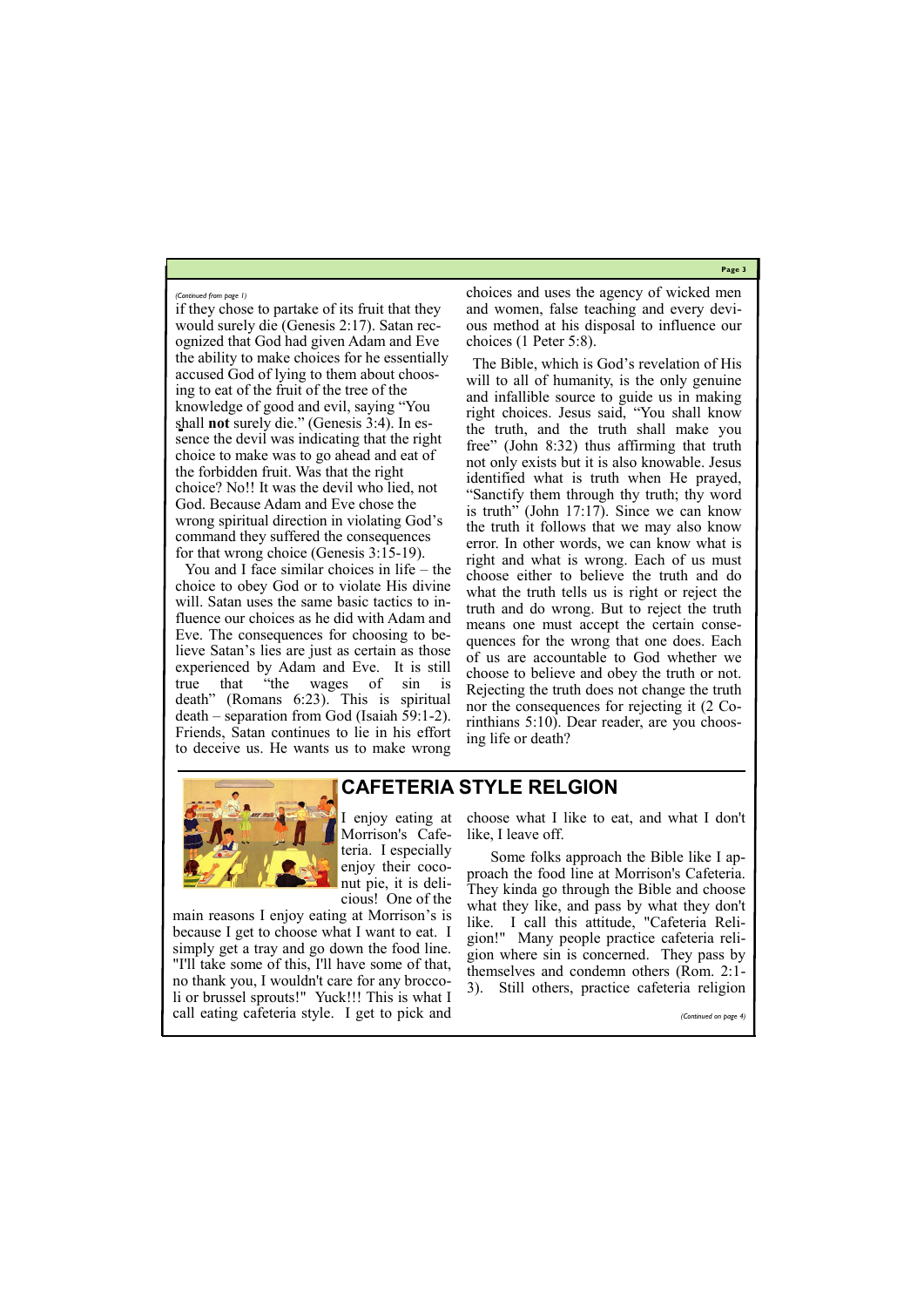*(Continued from page 1)*

if they chose to partake of its fruit that they would surely die (Genesis 2:17). Satan recognized that God had given Adam and Eve the ability to make choices for he essentially accused God of lying to them about choosing to eat of the fruit of the tree of the knowledge of good and evil, saying "You shall **not** surely die." (Genesis 3:4). In essence the devil was indicating that the right choice to make was to go ahead and eat of the forbidden fruit. Was that the right choice? No!! It was the devil who lied, not God. Because Adam and Eve chose the wrong spiritual direction in violating God's command they suffered the consequences for that wrong choice (Genesis 3:15-19).

You and I face similar choices in life – the choice to obey God or to violate His divine will. Satan uses the same basic tactics to influence our choices as he did with Adam and Eve. The consequences for choosing to believe Satan's lies are just as certain as those experienced by Adam and Eve. It is still true that "the wages of sin is death" (Romans 6:23). This is spiritual death – separation from God (Isaiah 59:1-2). Friends, Satan continues to lie in his effort to deceive us. He wants us to make wrong choices and uses the agency of wicked men and women, false teaching and every devious method at his disposal to influence our choices (1 Peter 5:8).

The Bible, which is God's revelation of His will to all of humanity, is the only genuine and infallible source to guide us in making right choices. Jesus said, "You shall know the truth, and the truth shall make you free" (John 8:32) thus affirming that truth not only exists but it is also knowable. Jesus identified what is truth when He prayed, "Sanctify them through thy truth; thy word is truth" (John 17:17). Since we can know the truth it follows that we may also know error. In other words, we can know what is right and what is wrong. Each of us must choose either to believe the truth and do what the truth tells us is right or reject the truth and do wrong. But to reject the truth means one must accept the certain consequences for the wrong that one does. Each of us are accountable to God whether we choose to believe and obey the truth or not. Rejecting the truth does not change the truth nor the consequences for rejecting it (2 Corinthians 5:10). Dear reader, are you choosing life or death?

## CAFETERIA STYLE RELGION

I enjoy eating at Morrison's Cafeteria. I especially enjoy their coconut pie, it is delicious! One of the main reasons I enjoy eating at Morrison's is because I get to choose what I want to eat. I simply get a tray and go down the food line. "I'll take some of this, I'll have some of that, no thank you, I wouldn't care for any broccoli or brussel sprouts!" Yuck!!! This is what I call eating cafeteria style. I get to pick and choose what I like to eat, and what I don't like, I leave off.

Some folks approach the Bible like I approach the food line at Morrison's Cafeteria. They kinda go through the Bible and choose what they like, and pass by what they don't like. I call this attitude, "Cafeteria Religion!" Many people practice cafeteria religion where sin is concerned. They pass by themselves and condemn others (Rom. 2:1-3). Still others, practice cafeteria religion

*(Continued on page 4)*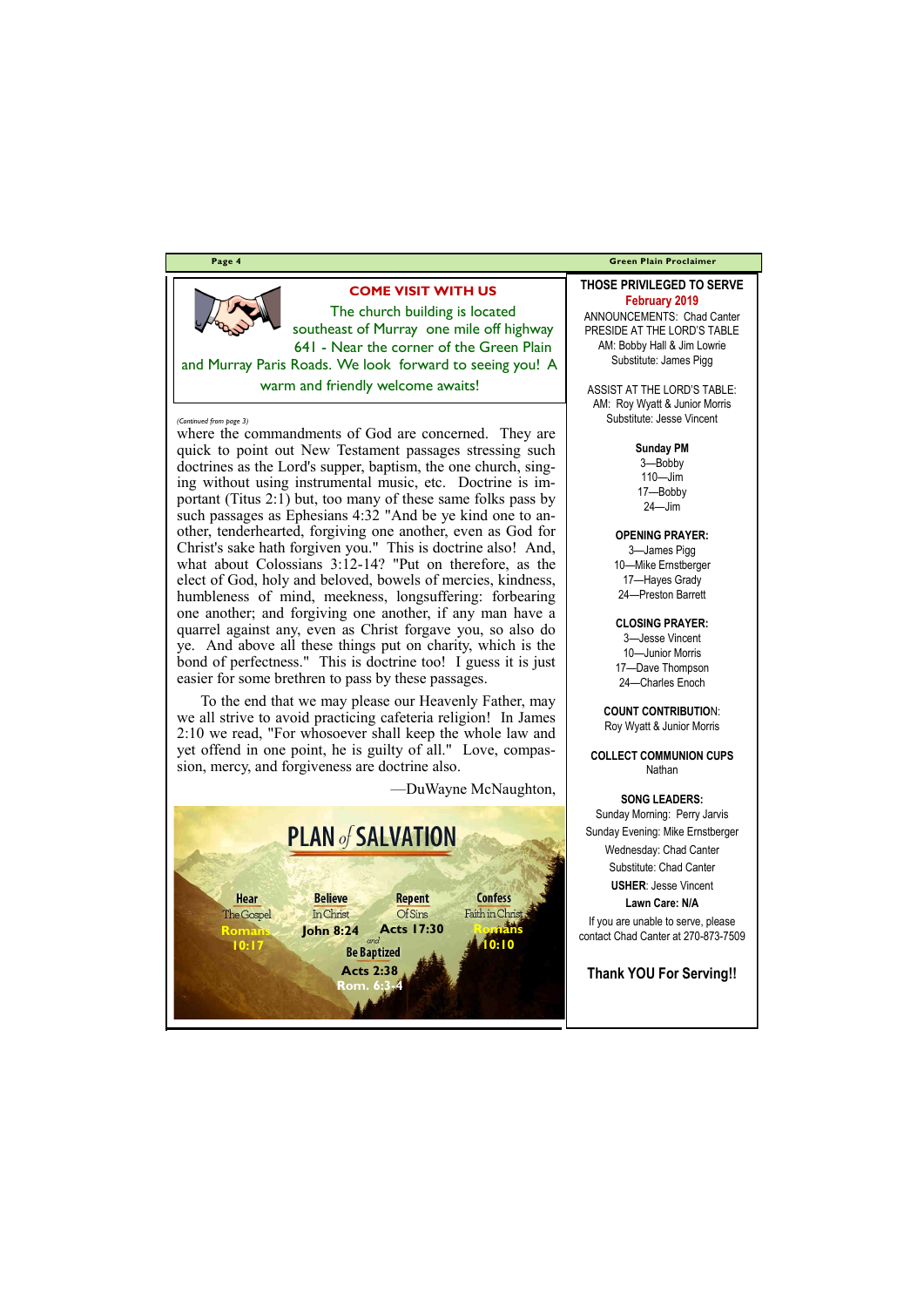## COME VISIT WITH US

The church building is located southeast of Murray one mile off highway 641 - Near the corner of the Green Plain and Murray Paris Roads. We look forward to seeing you! A warm and friendly welcome awaits!

*(Continued from page 3)*

where the commandments of God are concerned. They are quick to point out New Testament passages stressing such doctrines as the Lord's supper, baptism, the one church, singing without using instrumental music, etc. Doctrine is important (Titus 2:1) but, too many of these same folks pass by such passages as Ephesians 4:32 "And be ye kind one to another, tenderhearted, forgiving one another, even as God for Christ's sake hath forgiven you." This is doctrine also! And, what about Colossians 3:12-14? "Put on therefore, as the elect of God, holy and beloved, bowels of mercies, kindness, humbleness of mind, meekness, longsuffering: forbearing one another; and forgiving one another, if any man have a quarrel against any, even as Christ forgave you, so also do ye. And above all these things put on charity, which is the bond of perfectness." This is doctrine too! I guess it is just easier for some brethren to pass by these passages.

To the end that we may please our Heavenly Father, may we all strive to avoid practicing cafeteria religion! In James 2:10 we read, "For whosoever shall keep the whole law and yet offend in one point, he is guilty of all." Love, compassion, mercy, and forgiveness are doctrine also.

—DuWayne McNaughton,

## PLAN of SALVATION

**Hear** The Gospel Romans 10:17

**Believe** In Christ John 8:24

**Repent** Of Sins Acts 17:30

**Confess** Faith in Christ Romans 10:10

*and*

**Be Baptized** Acts 2:38 Rom. 6:3-4

## THOSE PRIVILEGED TO SERVE

**February 2019**

ANNOUNCEMENTS: Chad Canter

PRESIDE AT THE LORD'S TABLE
AM: Bobby Hall & Jim Lowrie
Substitute: James Pigg

ASSIST AT THE LORD'S TABLE:
AM: Roy Wyatt & Junior Morris
Substitute: Jesse Vincent

**Sunday PM**
3—Bobby
110—Jim
17—Bobby
24—Jim

**OPENING PRAYER:**
3—James Pigg
10—Mike Ernstberger
17—Hayes Grady
24—Preston Barrett

**CLOSING PRAYER:**
3—Jesse Vincent
10—Junior Morris
17—Dave Thompson
24—Charles Enoch

**COUNT CONTRIBUTION**:
Roy Wyatt & Junior Morris

**COLLECT COMMUNION CUPS**
Nathan

**SONG LEADERS:**
Sunday Morning: Perry Jarvis
Sunday Evening: Mike Ernstberger
Wednesday: Chad Canter
Substitute: Chad Canter

**USHER**: Jesse Vincent

**Lawn Care: N/A**

If you are unable to serve, please contact Chad Canter at 270-873-7509

**Thank YOU For Serving!!**